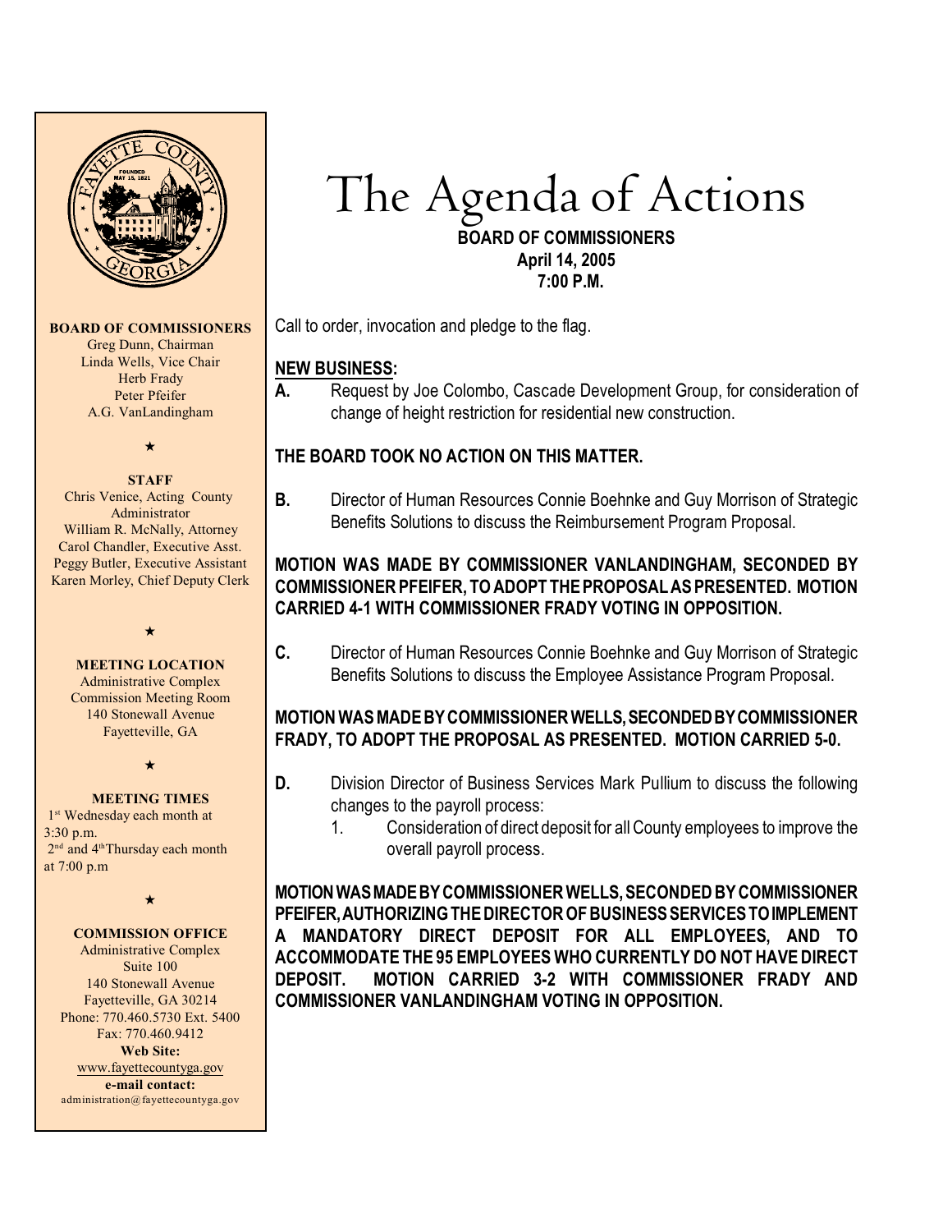# The Agenda of Actions

**BOARD OF COMMISSIONERS**
**April 14, 2005**
**7:00 P.M.**

**BOARD OF COMMISSIONERS**
Greg Dunn, Chairman
Linda Wells, Vice Chair
Herb Frady
Peter Pfeifer
A.G. VanLandingham

★

**STAFF**
Chris Venice, Acting County Administrator
William R. McNally, Attorney
Carol Chandler, Executive Asst.
Peggy Butler, Executive Assistant
Karen Morley, Chief Deputy Clerk

★

**MEETING LOCATION**
Administrative Complex
Commission Meeting Room
140 Stonewall Avenue
Fayetteville, GA

★

**MEETING TIMES**
1st Wednesday each month at 3:30 p.m.
2nd and 4th Thursday each month at 7:00 p.m

★

**COMMISSION OFFICE**
Administrative Complex
Suite 100
140 Stonewall Avenue
Fayetteville, GA 30214
Phone: 770.460.5730 Ext. 5400
Fax: 770.460.9412
**Web Site:**
www.fayettecountyga.gov
**e-mail contact:**
administration@fayettecountyga.gov

Call to order, invocation and pledge to the flag.

## NEW BUSINESS:

**A.** Request by Joe Colombo, Cascade Development Group, for consideration of change of height restriction for residential new construction.

**THE BOARD TOOK NO ACTION ON THIS MATTER.**

**B.** Director of Human Resources Connie Boehnke and Guy Morrison of Strategic Benefits Solutions to discuss the Reimbursement Program Proposal.

**MOTION WAS MADE BY COMMISSIONER VANLANDINGHAM, SECONDED BY COMMISSIONER PFEIFER, TO ADOPT THE PROPOSAL AS PRESENTED. MOTION CARRIED 4-1 WITH COMMISSIONER FRADY VOTING IN OPPOSITION.**

**C.** Director of Human Resources Connie Boehnke and Guy Morrison of Strategic Benefits Solutions to discuss the Employee Assistance Program Proposal.

**MOTION WAS MADE BY COMMISSIONER WELLS, SECONDED BY COMMISSIONER FRADY, TO ADOPT THE PROPOSAL AS PRESENTED. MOTION CARRIED 5-0.**

**D.** Division Director of Business Services Mark Pullium to discuss the following changes to the payroll process:

1. Consideration of direct deposit for all County employees to improve the overall payroll process.

**MOTION WAS MADE BY COMMISSIONER WELLS, SECONDED BY COMMISSIONER PFEIFER, AUTHORIZING THE DIRECTOR OF BUSINESS SERVICES TO IMPLEMENT A MANDATORY DIRECT DEPOSIT FOR ALL EMPLOYEES, AND TO ACCOMMODATE THE 95 EMPLOYEES WHO CURRENTLY DO NOT HAVE DIRECT DEPOSIT. MOTION CARRIED 3-2 WITH COMMISSIONER FRADY AND COMMISSIONER VANLANDINGHAM VOTING IN OPPOSITION.**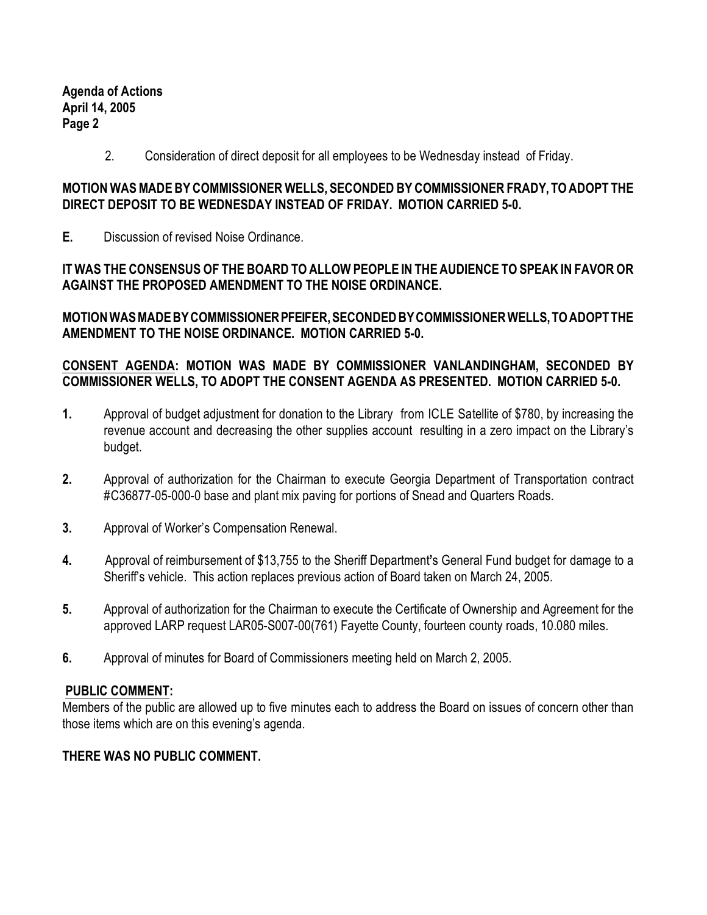2. Consideration of direct deposit for all employees to be Wednesday instead of Friday.

**MOTION WAS MADE BY COMMISSIONER WELLS, SECONDED BY COMMISSIONER FRADY, TO ADOPT THE DIRECT DEPOSIT TO BE WEDNESDAY INSTEAD OF FRIDAY. MOTION CARRIED 5-0.**

**E.** Discussion of revised Noise Ordinance.

**IT WAS THE CONSENSUS OF THE BOARD TO ALLOW PEOPLE IN THE AUDIENCE TO SPEAK IN FAVOR OR AGAINST THE PROPOSED AMENDMENT TO THE NOISE ORDINANCE.**

**MOTION WAS MADE BY COMMISSIONER PFEIFER, SECONDED BY COMMISSIONER WELLS, TO ADOPT THE AMENDMENT TO THE NOISE ORDINANCE. MOTION CARRIED 5-0.**

**<u>CONSENT AGENDA</u>: MOTION WAS MADE BY COMMISSIONER VANLANDINGHAM, SECONDED BY COMMISSIONER WELLS, TO ADOPT THE CONSENT AGENDA AS PRESENTED. MOTION CARRIED 5-0.**

**1.** Approval of budget adjustment for donation to the Library from ICLE Satellite of $780, by increasing the revenue account and decreasing the other supplies account resulting in a zero impact on the Library's budget.

**2.** Approval of authorization for the Chairman to execute Georgia Department of Transportation contract #C36877-05-000-0 base and plant mix paving for portions of Snead and Quarters Roads.

**3.** Approval of Worker's Compensation Renewal.

**4.** Approval of reimbursement of $13,755 to the Sheriff Department's General Fund budget for damage to a Sheriff's vehicle. This action replaces previous action of Board taken on March 24, 2005.

**5.** Approval of authorization for the Chairman to execute the Certificate of Ownership and Agreement for the approved LARP request LAR05-S007-00(761) Fayette County, fourteen county roads, 10.080 miles.

**6.** Approval of minutes for Board of Commissioners meeting held on March 2, 2005.

**<u>PUBLIC COMMENT</u>:**

Members of the public are allowed up to five minutes each to address the Board on issues of concern other than those items which are on this evening's agenda.

**THERE WAS NO PUBLIC COMMENT.**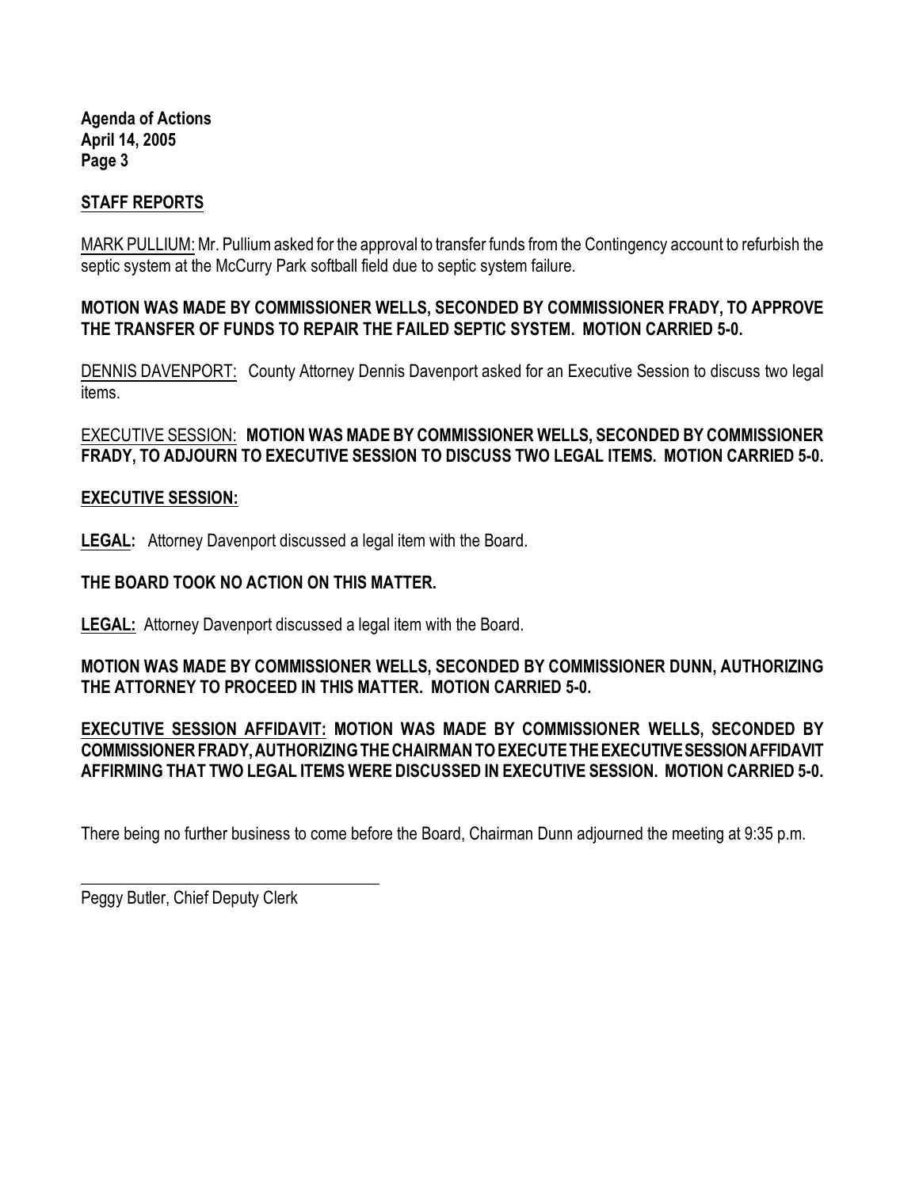**STAFF REPORTS**

MARK PULLIUM: Mr. Pullium asked for the approval to transfer funds from the Contingency account to refurbish the septic system at the McCurry Park softball field due to septic system failure.

**MOTION WAS MADE BY COMMISSIONER WELLS, SECONDED BY COMMISSIONER FRADY, TO APPROVE THE TRANSFER OF FUNDS TO REPAIR THE FAILED SEPTIC SYSTEM. MOTION CARRIED 5-0.**

DENNIS DAVENPORT: County Attorney Dennis Davenport asked for an Executive Session to discuss two legal items.

EXECUTIVE SESSION: **MOTION WAS MADE BY COMMISSIONER WELLS, SECONDED BY COMMISSIONER FRADY, TO ADJOURN TO EXECUTIVE SESSION TO DISCUSS TWO LEGAL ITEMS. MOTION CARRIED 5-0.**

**EXECUTIVE SESSION:**

**LEGAL:** Attorney Davenport discussed a legal item with the Board.

**THE BOARD TOOK NO ACTION ON THIS MATTER.**

**LEGAL:** Attorney Davenport discussed a legal item with the Board.

**MOTION WAS MADE BY COMMISSIONER WELLS, SECONDED BY COMMISSIONER DUNN, AUTHORIZING THE ATTORNEY TO PROCEED IN THIS MATTER. MOTION CARRIED 5-0.**

**EXECUTIVE SESSION AFFIDAVIT: MOTION WAS MADE BY COMMISSIONER WELLS, SECONDED BY COMMISSIONER FRADY, AUTHORIZING THE CHAIRMAN TO EXECUTE THE EXECUTIVE SESSION AFFIDAVIT AFFIRMING THAT TWO LEGAL ITEMS WERE DISCUSSED IN EXECUTIVE SESSION. MOTION CARRIED 5-0.**

There being no further business to come before the Board, Chairman Dunn adjourned the meeting at 9:35 p.m.

\_\_\_\_\_\_\_\_\_\_\_\_\_\_\_\_\_\_\_\_\_\_\_\_\_\_\_\_\_\_\_\_\_\_\_\_

Peggy Butler, Chief Deputy Clerk